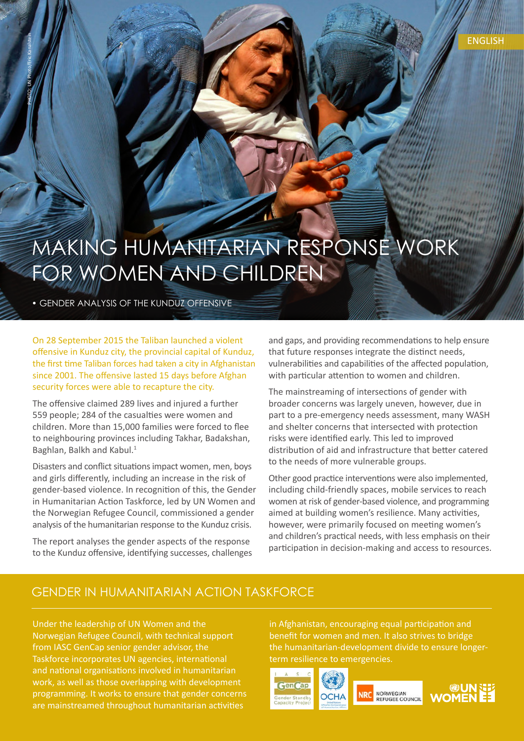ENGLISH

# MAKING HUMANITARIAN RESPONSE WORK FOR WOMEN AND CHILDREN

• GENDER ANALYSIS OF THE KUNDUZ OFFENSIVE

On 28 September 2015 the Taliban launched a violent offensive in Kunduz city, the provincial capital of Kunduz, the first time Taliban forces had taken a city in Afghanistan since 2001. The offensive lasted 15 days before Afghan security forces were able to recapture the city.

The offensive claimed 289 lives and injured a further 559 people; 284 of the casualties were women and children. More than 15,000 families were forced to flee to neighbouring provinces including Takhar, Badakshan, Baghlan, Balkh and Kabul.[1]

Disasters and conflict situations impact women, men, boys and girls differently, including an increase in the risk of gender-based violence. In recognition of this, the Gender in Humanitarian Action Taskforce, led by UN Women and the Norwegian Refugee Council, commissioned a gender analysis of the humanitarian response to the Kunduz crisis.

The report analyses the gender aspects of the response to the Kunduz offensive, identifying successes, challenges and gaps, and providing recommendations to help ensure that future responses integrate the distinct needs, vulnerabilities and capabilities of the affected population, with particular attention to women and children.

The mainstreaming of intersections of gender with broader concerns was largely uneven, however, due in part to a pre-emergency needs assessment, many WASH and shelter concerns that intersected with protection risks were identified early. This led to improved distribution of aid and infrastructure that better catered to the needs of more vulnerable groups.

Other good practice interventions were also implemented, including child-friendly spaces, mobile services to reach women at risk of gender-based violence, and programming aimed at building women's resilience. Many activities, however, were primarily focused on meeting women's and children's practical needs, with less emphasis on their participation in decision-making and access to resources.

## GENDER IN HUMANITARIAN ACTION TASKFORCE

Under the leadership of UN Women and the Norwegian Refugee Council, with technical support from IASC GenCap senior gender advisor, the Taskforce incorporates UN agencies, international and national organisations involved in humanitarian work, as well as those overlapping with development programming. It works to ensure that gender concerns are mainstreamed throughout humanitarian activities in Afghanistan, encouraging equal participation and benefit for women and men. It also strives to bridge the humanitarian-development divide to ensure longer-term resilience to emergencies.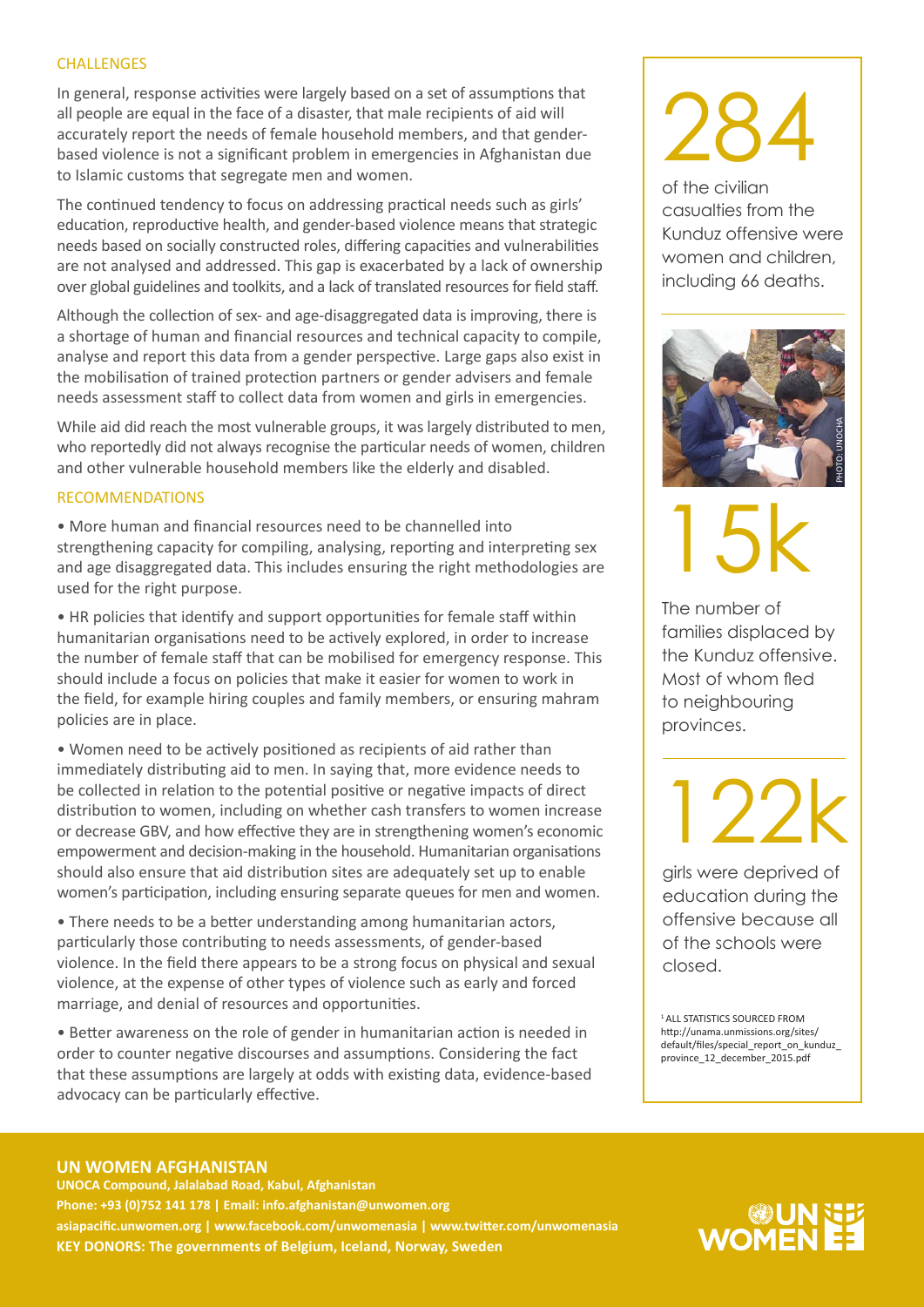## CHALLENGES

In general, response activities were largely based on a set of assumptions that all people are equal in the face of a disaster, that male recipients of aid will accurately report the needs of female household members, and that gender-based violence is not a significant problem in emergencies in Afghanistan due to Islamic customs that segregate men and women.

The continued tendency to focus on addressing practical needs such as girls' education, reproductive health, and gender-based violence means that strategic needs based on socially constructed roles, differing capacities and vulnerabilities are not analysed and addressed. This gap is exacerbated by a lack of ownership over global guidelines and toolkits, and a lack of translated resources for field staff.

Although the collection of sex- and age-disaggregated data is improving, there is a shortage of human and financial resources and technical capacity to compile, analyse and report this data from a gender perspective. Large gaps also exist in the mobilisation of trained protection partners or gender advisers and female needs assessment staff to collect data from women and girls in emergencies.

While aid did reach the most vulnerable groups, it was largely distributed to men, who reportedly did not always recognise the particular needs of women, children and other vulnerable household members like the elderly and disabled.

## RECOMMENDATIONS

- More human and financial resources need to be channelled into strengthening capacity for compiling, analysing, reporting and interpreting sex and age disaggregated data. This includes ensuring the right methodologies are used for the right purpose.
- HR policies that identify and support opportunities for female staff within humanitarian organisations need to be actively explored, in order to increase the number of female staff that can be mobilised for emergency response. This should include a focus on policies that make it easier for women to work in the field, for example hiring couples and family members, or ensuring mahram policies are in place.
- Women need to be actively positioned as recipients of aid rather than immediately distributing aid to men. In saying that, more evidence needs to be collected in relation to the potential positive or negative impacts of direct distribution to women, including on whether cash transfers to women increase or decrease GBV, and how effective they are in strengthening women's economic empowerment and decision-making in the household. Humanitarian organisations should also ensure that aid distribution sites are adequately set up to enable women's participation, including ensuring separate queues for men and women.
- There needs to be a better understanding among humanitarian actors, particularly those contributing to needs assessments, of gender-based violence. In the field there appears to be a strong focus on physical and sexual violence, at the expense of other types of violence such as early and forced marriage, and denial of resources and opportunities.
- Better awareness on the role of gender in humanitarian action is needed in order to counter negative discourses and assumptions. Considering the fact that these assumptions are largely at odds with existing data, evidence-based advocacy can be particularly effective.

**284**

of the civilian casualties from the Kunduz offensive were women and children, including 66 deaths.

PHOTO: UNOCHA

**15k**

The number of families displaced by the Kunduz offensive. Most of whom fled to neighbouring provinces.

**122k**

girls were deprived of education during the offensive because all of the schools were closed.

[1] ALL STATISTICS SOURCED FROM http://unama.unmissions.org/sites/default/files/special_report_on_kunduz_province_12_december_2015.pdf

**UN WOMEN AFGHANISTAN**

**UNOCA Compound, Jalalabad Road, Kabul, Afghanistan**

**Phone: +93 (0)752 141 178 | Email: info.afghanistan@unwomen.org**

**asiapacific.unwomen.org | www.facebook.com/unwomenasia | www.twitter.com/unwomenasia**

**KEY DONORS: The governments of Belgium, Iceland, Norway, Sweden**

UN WOMEN